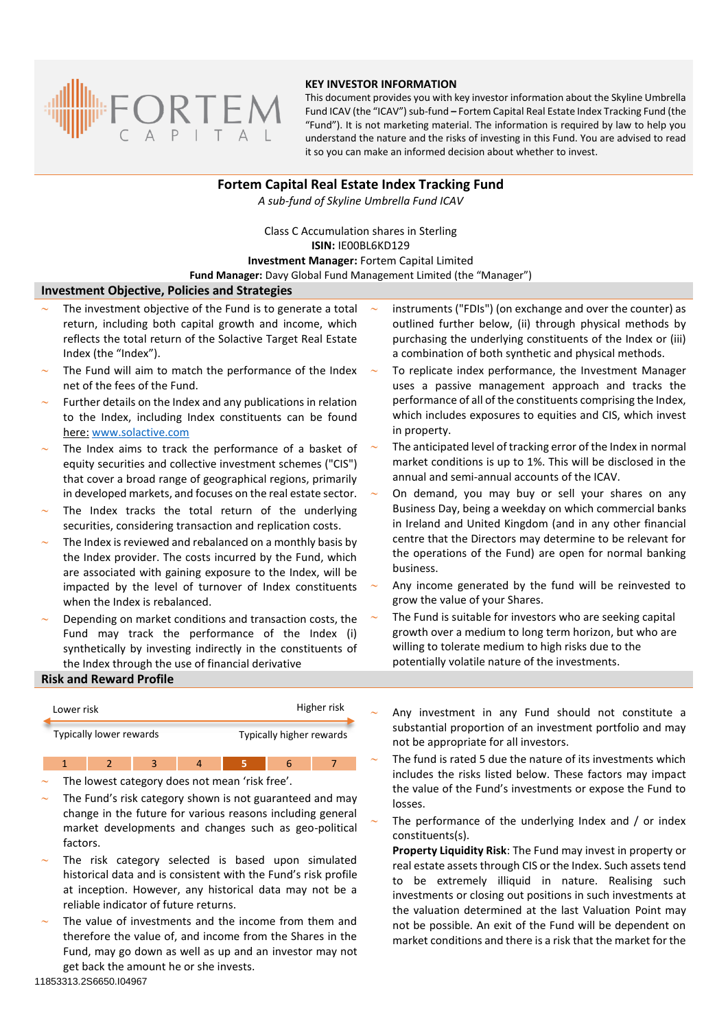**KEY INVESTOR INFORMATION**

This document provides you with key investor information about the Skyline Umbrella Fund ICAV (the "ICAV") sub-fund – Fortem Capital Real Estate Index Tracking Fund (the "Fund"). It is not marketing material. The information is required by law to help you understand the nature and the risks of investing in this Fund. You are advised to read it so you can make an informed decision about whether to invest.

# Fortem Capital Real Estate Index Tracking Fund

*A sub-fund of Skyline Umbrella Fund ICAV*

Class C Accumulation shares in Sterling

**ISIN:** IE00BL6KD129

**Investment Manager:** Fortem Capital Limited

**Fund Manager:** Davy Global Fund Management Limited (the "Manager")

## Investment Objective, Policies and Strategies

- The investment objective of the Fund is to generate a total return, including both capital growth and income, which reflects the total return of the Solactive Target Real Estate Index (the "Index").
- The Fund will aim to match the performance of the Index net of the fees of the Fund.
- Further details on the Index and any publications in relation to the Index, including Index constituents can be found here: www.solactive.com
- The Index aims to track the performance of a basket of equity securities and collective investment schemes ("CIS") that cover a broad range of geographical regions, primarily in developed markets, and focuses on the real estate sector.
- The Index tracks the total return of the underlying securities, considering transaction and replication costs.
- The Index is reviewed and rebalanced on a monthly basis by the Index provider. The costs incurred by the Fund, which are associated with gaining exposure to the Index, will be impacted by the level of turnover of Index constituents when the Index is rebalanced.
- Depending on market conditions and transaction costs, the Fund may track the performance of the Index (i) synthetically by investing indirectly in the constituents of the Index through the use of financial derivative instruments ("FDIs") (on exchange and over the counter) as outlined further below, (ii) through physical methods by purchasing the underlying constituents of the Index or (iii) a combination of both synthetic and physical methods.
- To replicate index performance, the Investment Manager uses a passive management approach and tracks the performance of all of the constituents comprising the Index, which includes exposures to equities and CIS, which invest in property.
- The anticipated level of tracking error of the Index in normal market conditions is up to 1%. This will be disclosed in the annual and semi-annual accounts of the ICAV.
- On demand, you may buy or sell your shares on any Business Day, being a weekday on which commercial banks in Ireland and United Kingdom (and in any other financial centre that the Directors may determine to be relevant for the operations of the Fund) are open for normal banking business.
- Any income generated by the fund will be reinvested to grow the value of your Shares.
- The Fund is suitable for investors who are seeking capital growth over a medium to long term horizon, but who are willing to tolerate medium to high risks due to the potentially volatile nature of the investments.

## Risk and Reward Profile

| Lower risk | | | | | | Higher risk |
|---|---|---|---|---|---|---|
| Typically lower rewards | | | | | | Typically higher rewards |
| 1 | 2 | 3 | 4 | **5** | 6 | 7 |

- The lowest category does not mean 'risk free'.
- The Fund's risk category shown is not guaranteed and may change in the future for various reasons including general market developments and changes such as geo-political factors.
- The risk category selected is based upon simulated historical data and is consistent with the Fund's risk profile at inception. However, any historical data may not be a reliable indicator of future returns.
- The value of investments and the income from them and therefore the value of, and income from the Shares in the Fund, may go down as well as up and an investor may not get back the amount he or she invests.
- Any investment in any Fund should not constitute a substantial proportion of an investment portfolio and may not be appropriate for all investors.
- The fund is rated 5 due the nature of its investments which includes the risks listed below. These factors may impact the value of the Fund's investments or expose the Fund to losses.
- The performance of the underlying Index and / or index constituents(s).

**Property Liquidity Risk**: The Fund may invest in property or real estate assets through CIS or the Index. Such assets tend to be extremely illiquid in nature. Realising such investments or closing out positions in such investments at the valuation determined at the last Valuation Point may not be possible. An exit of the Fund will be dependent on market conditions and there is a risk that the market for the

11853313.2S6650.I04967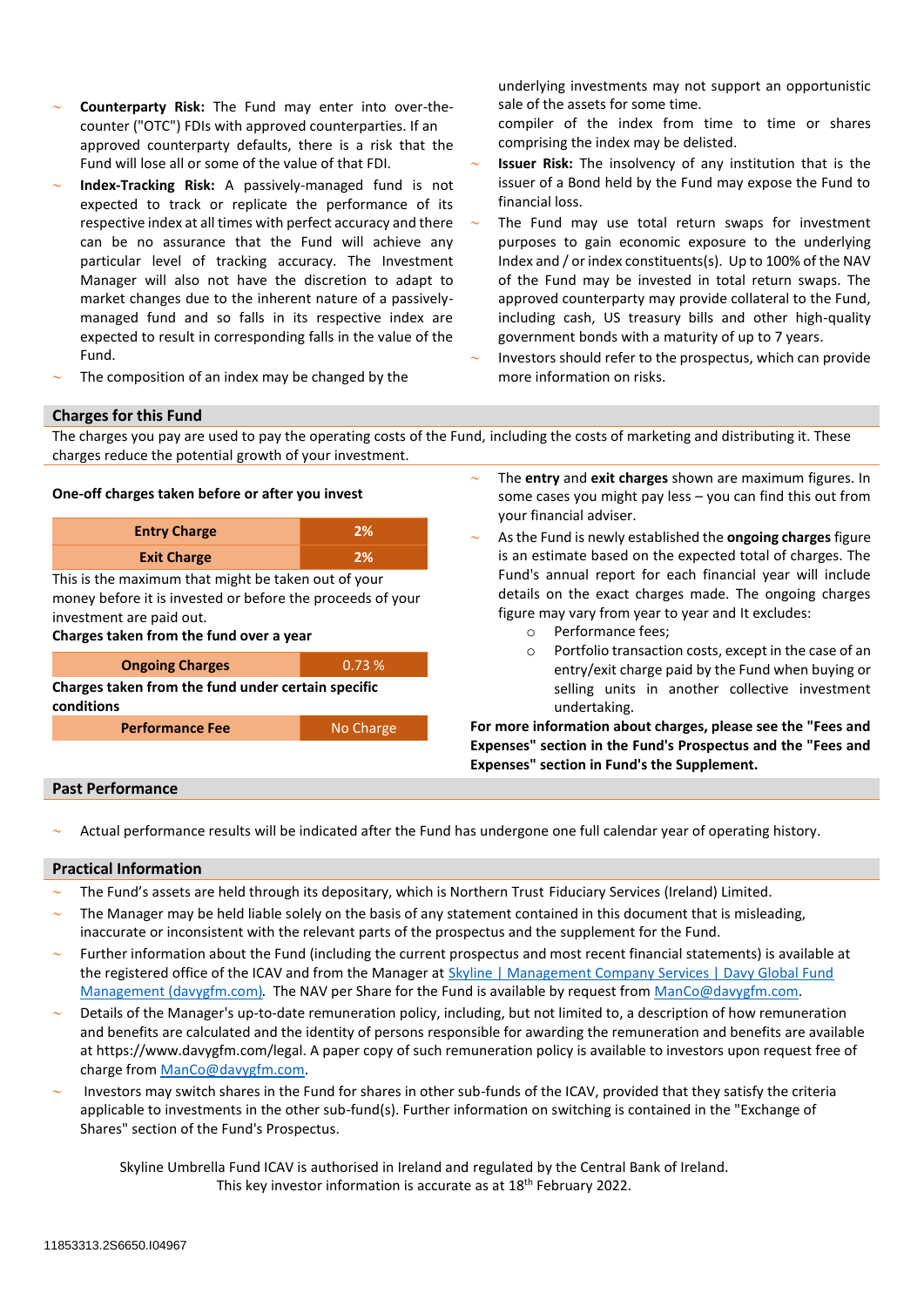- **Counterparty Risk:** The Fund may enter into over-the-counter ("OTC") FDIs with approved counterparties. If an approved counterparty defaults, there is a risk that the Fund will lose all or some of the value of that FDI.
- **Index-Tracking Risk:** A passively-managed fund is not expected to track or replicate the performance of its respective index at all times with perfect accuracy and there can be no assurance that the Fund will achieve any particular level of tracking accuracy. The Investment Manager will also not have the discretion to adapt to market changes due to the inherent nature of a passively-managed fund and so falls in its respective index are expected to result in corresponding falls in the value of the Fund.
- The composition of an index may be changed by the underlying investments may not support an opportunistic sale of the assets for some time.
  compiler of the index from time to time or shares comprising the index may be delisted.
- **Issuer Risk:** The insolvency of any institution that is the issuer of a Bond held by the Fund may expose the Fund to financial loss.
- The Fund may use total return swaps for investment purposes to gain economic exposure to the underlying Index and / or index constituents(s). Up to 100% of the NAV of the Fund may be invested in total return swaps. The approved counterparty may provide collateral to the Fund, including cash, US treasury bills and other high-quality government bonds with a maturity of up to 7 years.
- Investors should refer to the prospectus, which can provide more information on risks.

## Charges for this Fund

The charges you pay are used to pay the operating costs of the Fund, including the costs of marketing and distributing it. These charges reduce the potential growth of your investment.

**One-off charges taken before or after you invest**

| | |
|---|---|
| **Entry Charge** | **2%** |
| **Exit Charge** | **2%** |

This is the maximum that might be taken out of your money before it is invested or before the proceeds of your investment are paid out.

**Charges taken from the fund over a year**

| | |
|---|---|
| **Ongoing Charges** | 0.73 % |

**Charges taken from the fund under certain specific conditions**

| | |
|---|---|
| **Performance Fee** | No Charge |

- The **entry** and **exit charges** shown are maximum figures. In some cases you might pay less – you can find this out from your financial adviser.
- As the Fund is newly established the **ongoing charges** figure is an estimate based on the expected total of charges. The Fund's annual report for each financial year will include details on the exact charges made. The ongoing charges figure may vary from year to year and It excludes:
  - Performance fees;
  - Portfolio transaction costs, except in the case of an entry/exit charge paid by the Fund when buying or selling units in another collective investment undertaking.

**For more information about charges, please see the "Fees and Expenses" section in the Fund's Prospectus and the "Fees and Expenses" section in Fund's the Supplement.**

## Past Performance

- Actual performance results will be indicated after the Fund has undergone one full calendar year of operating history.

## Practical Information

- The Fund's assets are held through its depositary, which is Northern Trust Fiduciary Services (Ireland) Limited.
- The Manager may be held liable solely on the basis of any statement contained in this document that is misleading, inaccurate or inconsistent with the relevant parts of the prospectus and the supplement for the Fund.
- Further information about the Fund (including the current prospectus and most recent financial statements) is available at the registered office of the ICAV and from the Manager at Skyline | Management Company Services | Davy Global Fund Management (davygfm.com). The NAV per Share for the Fund is available by request from ManCo@davygfm.com.
- Details of the Manager's up-to-date remuneration policy, including, but not limited to, a description of how remuneration and benefits are calculated and the identity of persons responsible for awarding the remuneration and benefits are available at https://www.davygfm.com/legal. A paper copy of such remuneration policy is available to investors upon request free of charge from ManCo@davygfm.com.
- Investors may switch shares in the Fund for shares in other sub-funds of the ICAV, provided that they satisfy the criteria applicable to investments in the other sub-fund(s). Further information on switching is contained in the "Exchange of Shares" section of the Fund's Prospectus.

Skyline Umbrella Fund ICAV is authorised in Ireland and regulated by the Central Bank of Ireland.
This key investor information is accurate as at 18th February 2022.

11853313.2S6650.I04967